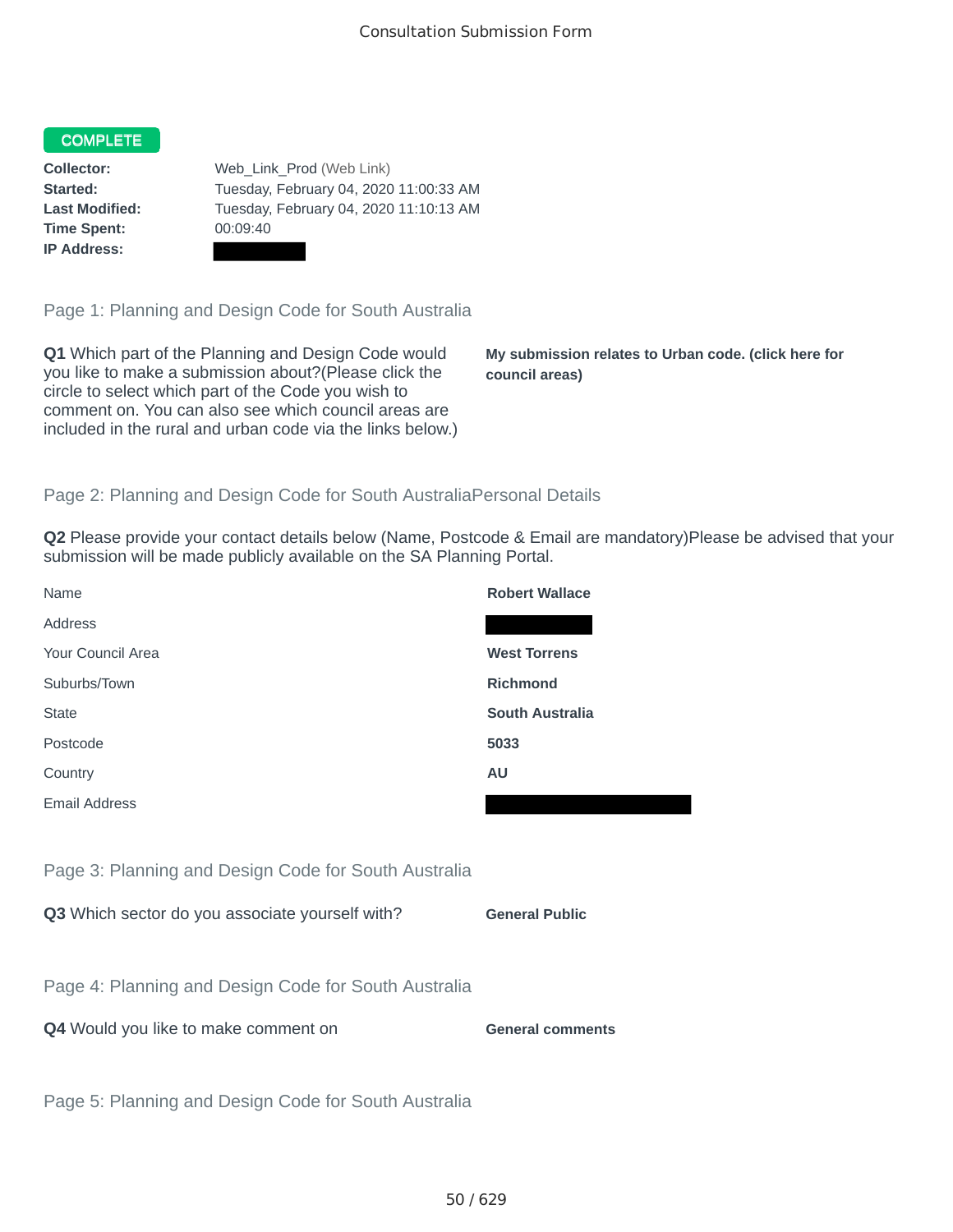Consultation Submission Form

**COMPLETE**

| | |
|---|---|
| **Collector:** | Web_Link_Prod (Web Link) |
| **Started:** | Tuesday, February 04, 2020 11:00:33 AM |
| **Last Modified:** | Tuesday, February 04, 2020 11:10:13 AM |
| **Time Spent:** | 00:09:40 |
| **IP Address:** | |

## Page 1: Planning and Design Code for South Australia

**Q1** Which part of the Planning and Design Code would you like to make a submission about?(Please click the circle to select which part of the Code you wish to comment on. You can also see which council areas are included in the rural and urban code via the links below.)

**My submission relates to Urban code. (click here for council areas)**

## Page 2: Planning and Design Code for South AustraliaPersonal Details

**Q2** Please provide your contact details below (Name, Postcode & Email are mandatory)Please be advised that your submission will be made publicly available on the SA Planning Portal.

| | |
|---|---|
| Name | **Robert Wallace** |
| Address | |
| Your Council Area | **West Torrens** |
| Suburbs/Town | **Richmond** |
| State | **South Australia** |
| Postcode | **5033** |
| Country | **AU** |
| Email Address | |

## Page 3: Planning and Design Code for South Australia

**Q3** Which sector do you associate yourself with?

**General Public**

## Page 4: Planning and Design Code for South Australia

**Q4** Would you like to make comment on

**General comments**

## Page 5: Planning and Design Code for South Australia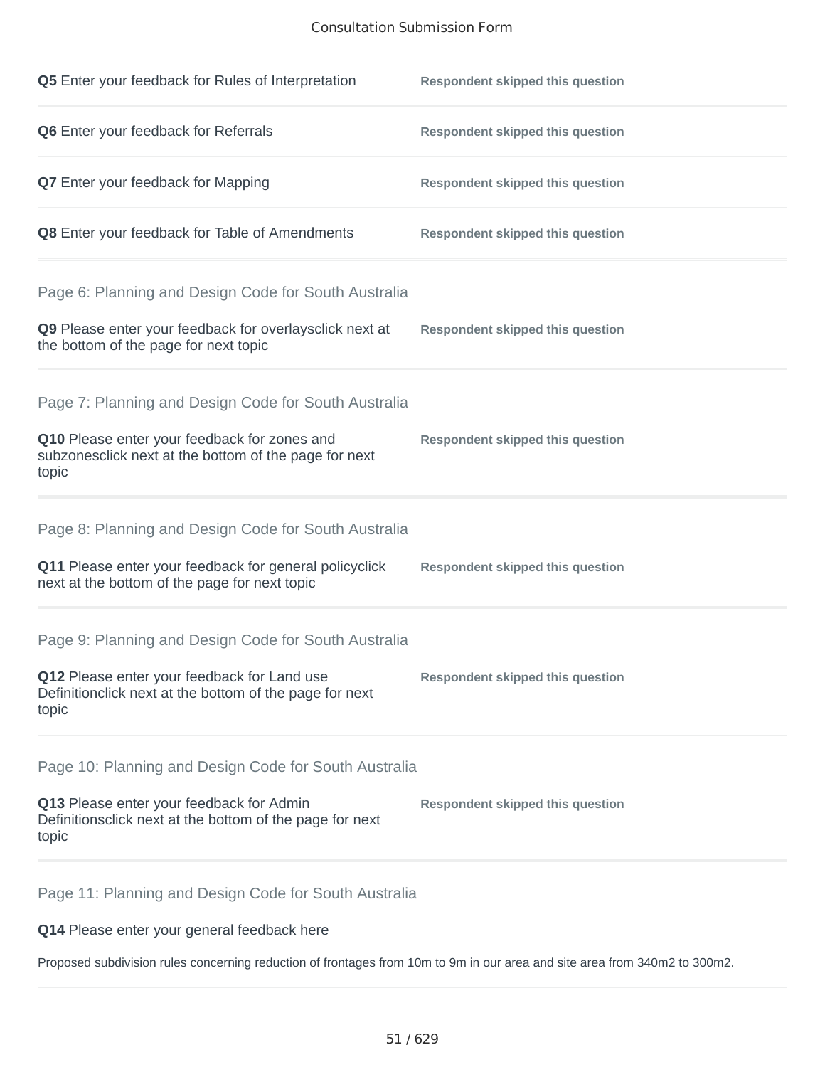**Q5** Enter your feedback for Rules of Interpretation

Respondent skipped this question

**Q6** Enter your feedback for Referrals

Respondent skipped this question

**Q7** Enter your feedback for Mapping

Respondent skipped this question

**Q8** Enter your feedback for Table of Amendments

Respondent skipped this question

## Page 6: Planning and Design Code for South Australia

**Q9** Please enter your feedback for overlaysclick next at the bottom of the page for next topic

Respondent skipped this question

## Page 7: Planning and Design Code for South Australia

**Q10** Please enter your feedback for zones and subzonesclick next at the bottom of the page for next topic

Respondent skipped this question

## Page 8: Planning and Design Code for South Australia

**Q11** Please enter your feedback for general policyclick next at the bottom of the page for next topic

Respondent skipped this question

## Page 9: Planning and Design Code for South Australia

**Q12** Please enter your feedback for Land use Definitionclick next at the bottom of the page for next topic

Respondent skipped this question

## Page 10: Planning and Design Code for South Australia

**Q13** Please enter your feedback for Admin Definitionsclick next at the bottom of the page for next topic

Respondent skipped this question

## Page 11: Planning and Design Code for South Australia

**Q14** Please enter your general feedback here

Proposed subdivision rules concerning reduction of frontages from 10m to 9m in our area and site area from 340m2 to 300m2.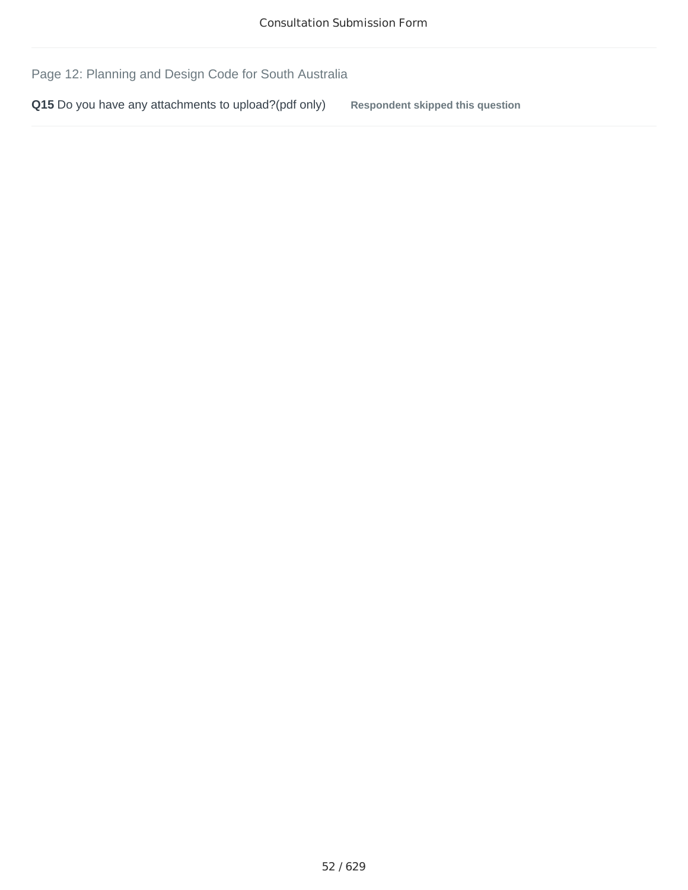Page 12: Planning and Design Code for South Australia

**Q15** Do you have any attachments to upload?(pdf only) **Respondent skipped this question**